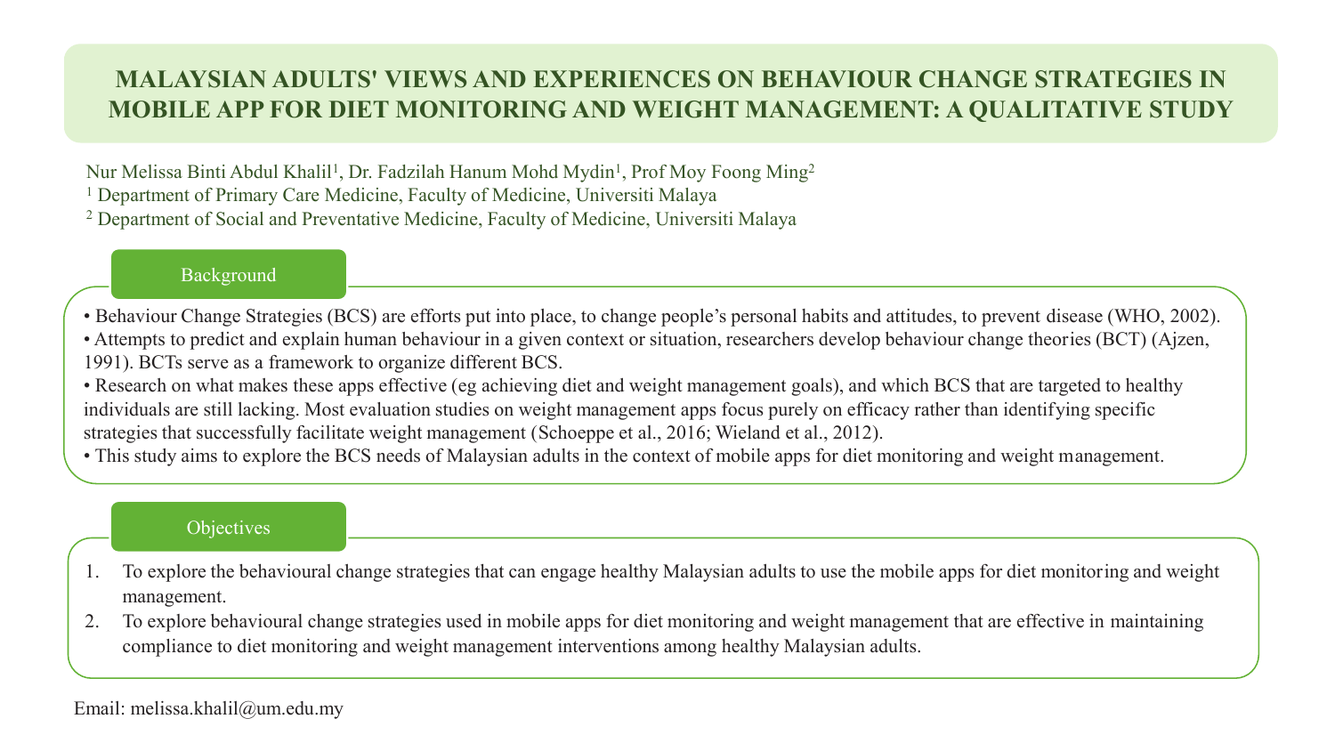# MALAYSIAN ADULTS' VIEWS AND EXPERIENCES ON BEHAVIOUR CHANGE STRATEGIES IN MOBILE APP FOR DIET MONITORING AND WEIGHT MANAGEMENT: A QUALITATIVE STUDY

Nur Melissa Binti Abdul Khalil[1], Dr. Fadzilah Hanum Mohd Mydin[1], Prof Moy Foong Ming[2]

[1] Department of Primary Care Medicine, Faculty of Medicine, Universiti Malaya

[2] Department of Social and Preventative Medicine, Faculty of Medicine, Universiti Malaya

## Background

- Behaviour Change Strategies (BCS) are efforts put into place, to change people's personal habits and attitudes, to prevent disease (WHO, 2002).
- Attempts to predict and explain human behaviour in a given context or situation, researchers develop behaviour change theories (BCT) (Ajzen, 1991). BCTs serve as a framework to organize different BCS.
- Research on what makes these apps effective (eg achieving diet and weight management goals), and which BCS that are targeted to healthy individuals are still lacking. Most evaluation studies on weight management apps focus purely on efficacy rather than identifying specific strategies that successfully facilitate weight management (Schoeppe et al., 2016; Wieland et al., 2012).
- This study aims to explore the BCS needs of Malaysian adults in the context of mobile apps for diet monitoring and weight management.

## Objectives

1. To explore the behavioural change strategies that can engage healthy Malaysian adults to use the mobile apps for diet monitoring and weight management.
2. To explore behavioural change strategies used in mobile apps for diet monitoring and weight management that are effective in maintaining compliance to diet monitoring and weight management interventions among healthy Malaysian adults.

Email: melissa.khalil@um.edu.my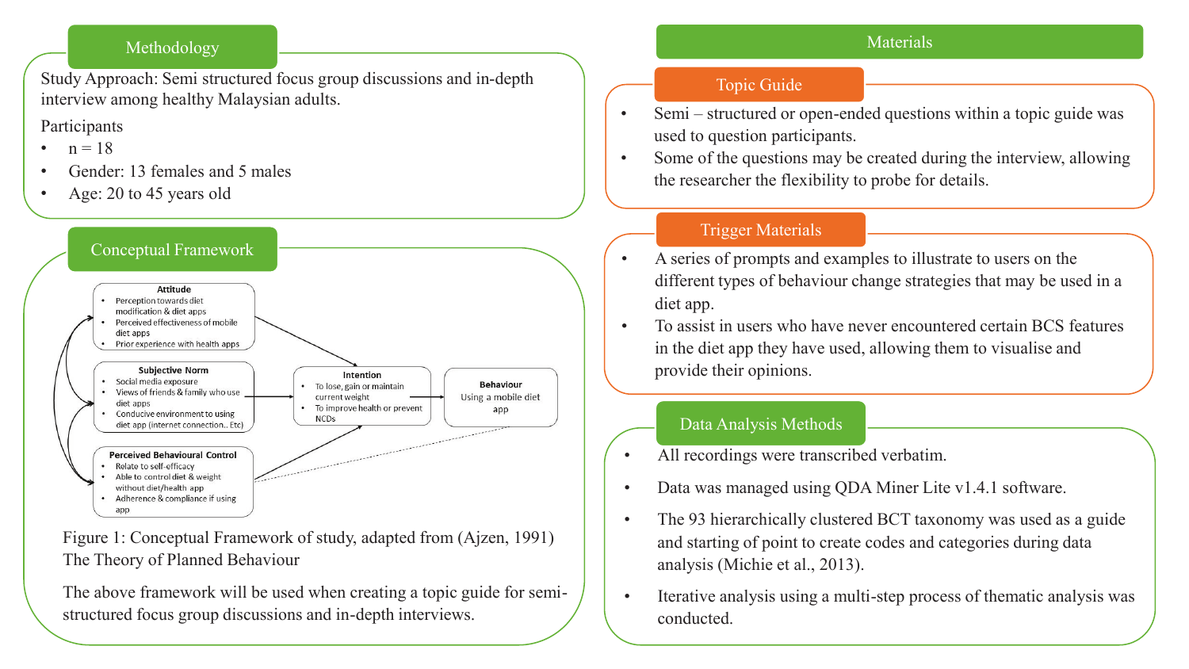## Methodology

Study Approach: Semi structured focus group discussions and in-depth interview among healthy Malaysian adults.

Participants

- n = 18
- Gender: 13 females and 5 males
- Age: 20 to 45 years old

## Conceptual Framework

**Attitude**
- Perception towards diet modification & diet apps
- Perceived effectiveness of mobile diet apps
- Prior experience with health apps

**Subjective Norm**
- Social media exposure
- Views of friends & family who use diet apps
- Conducive environment to using diet app (internet connection.. Etc)

**Perceived Behavioural Control**
- Relate to self-efficacy
- Able to control diet & weight without diet/health app
- Adherence & compliance if using app

**Intention**
- To lose, gain or maintain current weight
- To improve health or prevent NCDs

**Behaviour**
Using a mobile diet app

Figure 1: Conceptual Framework of study, adapted from (Ajzen, 1991) The Theory of Planned Behaviour

The above framework will be used when creating a topic guide for semi-structured focus group discussions and in-depth interviews.

## Materials

### Topic Guide

- Semi – structured or open-ended questions within a topic guide was used to question participants.
- Some of the questions may be created during the interview, allowing the researcher the flexibility to probe for details.

### Trigger Materials

- A series of prompts and examples to illustrate to users on the different types of behaviour change strategies that may be used in a diet app.
- To assist in users who have never encountered certain BCS features in the diet app they have used, allowing them to visualise and provide their opinions.

## Data Analysis Methods

- All recordings were transcribed verbatim.
- Data was managed using QDA Miner Lite v1.4.1 software.
- The 93 hierarchically clustered BCT taxonomy was used as a guide and starting of point to create codes and categories during data analysis (Michie et al., 2013).
- Iterative analysis using a multi-step process of thematic analysis was conducted.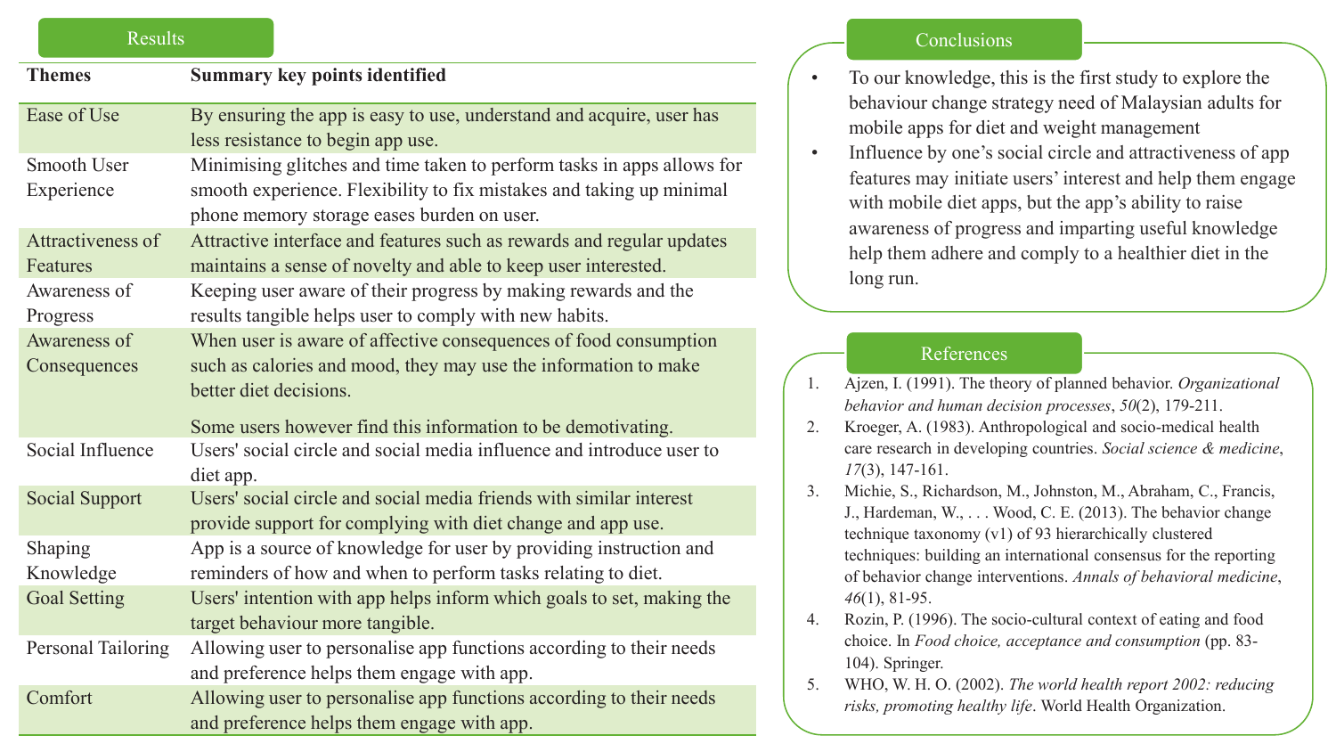## Results

| Themes | Summary key points identified |
|---|---|
| Ease of Use | By ensuring the app is easy to use, understand and acquire, user has less resistance to begin app use. |
| Smooth User Experience | Minimising glitches and time taken to perform tasks in apps allows for smooth experience. Flexibility to fix mistakes and taking up minimal phone memory storage eases burden on user. |
| Attractiveness of Features | Attractive interface and features such as rewards and regular updates maintains a sense of novelty and able to keep user interested. |
| Awareness of Progress | Keeping user aware of their progress by making rewards and the results tangible helps user to comply with new habits. |
| Awareness of Consequences | When user is aware of affective consequences of food consumption such as calories and mood, they may use the information to make better diet decisions. Some users however find this information to be demotivating. |
| Social Influence | Users' social circle and social media influence and introduce user to diet app. |
| Social Support | Users' social circle and social media friends with similar interest provide support for complying with diet change and app use. |
| Shaping Knowledge | App is a source of knowledge for user by providing instruction and reminders of how and when to perform tasks relating to diet. |
| Goal Setting | Users' intention with app helps inform which goals to set, making the target behaviour more tangible. |
| Personal Tailoring | Allowing user to personalise app functions according to their needs and preference helps them engage with app. |
| Comfort | Allowing user to personalise app functions according to their needs and preference helps them engage with app. |

## Conclusions

- To our knowledge, this is the first study to explore the behaviour change strategy need of Malaysian adults for mobile apps for diet and weight management
- Influence by one's social circle and attractiveness of app features may initiate users' interest and help them engage with mobile diet apps, but the app's ability to raise awareness of progress and imparting useful knowledge help them adhere and comply to a healthier diet in the long run.

## References

1. Ajzen, I. (1991). The theory of planned behavior. *Organizational behavior and human decision processes*, *50*(2), 179-211.
2. Kroeger, A. (1983). Anthropological and socio-medical health care research in developing countries. *Social science & medicine*, *17*(3), 147-161.
3. Michie, S., Richardson, M., Johnston, M., Abraham, C., Francis, J., Hardeman, W., . . . Wood, C. E. (2013). The behavior change technique taxonomy (v1) of 93 hierarchically clustered techniques: building an international consensus for the reporting of behavior change interventions. *Annals of behavioral medicine*, *46*(1), 81-95.
4. Rozin, P. (1996). The socio-cultural context of eating and food choice. In *Food choice, acceptance and consumption* (pp. 83-104). Springer.
5. WHO, W. H. O. (2002). *The world health report 2002: reducing risks, promoting healthy life*. World Health Organization.